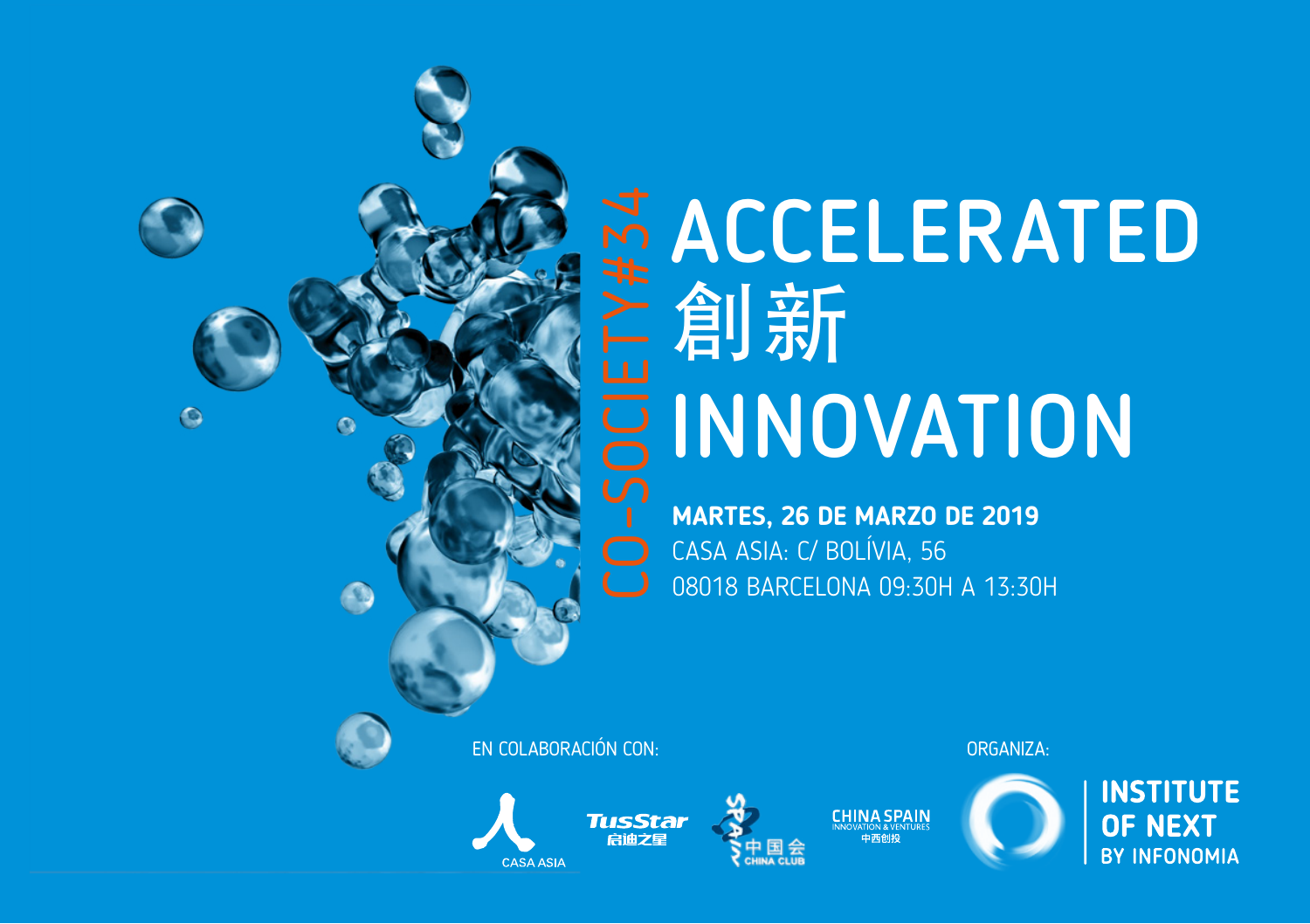CO-SOCIETY#34

# ACCELERATED 創新 INNOVATION

**MARTES, 26 DE MARZO DE 2019**

CASA ASIA: C/ BOLÍVIA, 56

08018 BARCELONA 09:30H A 13:30H

EN COLABORACIÓN CON:

CASA ASIA

TusStar 启迪之星

SPAIN 中国会 CHINA CLUB

CHINA SPAIN INNOVATION & VENTURES 中西创投

ORGANIZA:

INSTITUTE OF NEXT BY INFONOMIA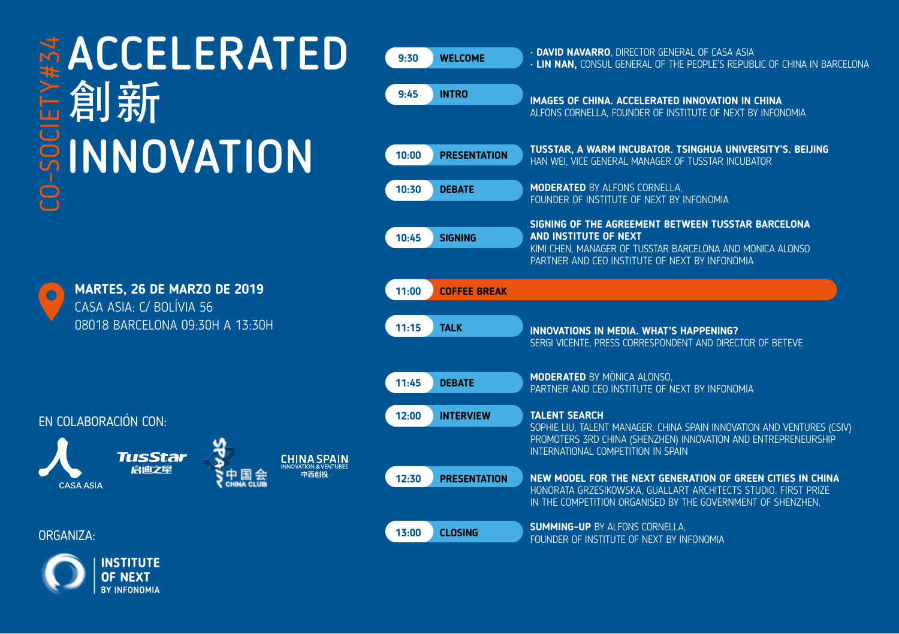CO-SOCIETY#34

# ACCELERATED 創新 INNOVATION

**MARTES, 26 DE MARZO DE 2019**
CASA ASIA: C/ BOLÍVIA 56
08018 BARCELONA 09:30H A 13:30H

EN COLABORACIÓN CON:

CASA ASIA · TusStar 启迪之星 · SPAIN 中国会 CHINA CLUB · CHINA SPAIN INNOVATION & VENTURES 中西创投

ORGANIZA:

**INSTITUTE OF NEXT BY INFONOMIA**

| | | |
|---|---|---|
| 9:30 | **WELCOME** | · **DAVID NAVARRO**, DIRECTOR GENERAL OF CASA ASIA<br>· **LIN NAN,** CONSUL GENERAL OF THE PEOPLE'S REPUBLIC OF CHINA IN BARCELONA |
| 9:45 | **INTRO** | **IMAGES OF CHINA. ACCELERATED INNOVATION IN CHINA**<br>ALFONS CORNELLA, FOUNDER OF INSTITUTE OF NEXT BY INFONOMIA |
| 10:00 | **PRESENTATION** | **TUSSTAR, A WARM INCUBATOR. TSINGHUA UNIVERSITY'S. BEIJING**<br>HAN WEI, VICE GENERAL MANAGER OF TUSSTAR INCUBATOR |
| 10:30 | **DEBATE** | **MODERATED** BY ALFONS CORNELLA, FOUNDER OF INSTITUTE OF NEXT BY INFONOMIA |
| 10:45 | **SIGNING** | **SIGNING OF THE AGREEMENT BETWEEN TUSSTAR BARCELONA AND INSTITUTE OF NEXT**<br>KIMI CHEN, MANAGER OF TUSSTAR BARCELONA AND MONICA ALONSO PARTNER AND CEO INSTITUTE OF NEXT BY INFONOMIA |
| 11:00 | **COFFEE BREAK** | |
| 11:15 | **TALK** | **INNOVATIONS IN MEDIA. WHAT'S HAPPENING?**<br>SERGI VICENTE, PRESS CORRESPONDENT AND DIRECTOR OF BETEVE |
| 11:45 | **DEBATE** | **MODERATED** BY MÒNICA ALONSO, PARTNER AND CEO INSTITUTE OF NEXT BY INFONOMIA |
| 12:00 | **INTERVIEW** | **TALENT SEARCH**<br>SOPHIE LIU, TALENT MANAGER. CHINA SPAIN INNOVATION AND VENTURES (CSIV) PROMOTERS 3RD CHINA (SHENZHEN) INNOVATION AND ENTREPRENEURSHIP INTERNATIONAL COMPETITION IN SPAIN |
| 12:30 | **PRESENTATION** | **NEW MODEL FOR THE NEXT GENERATION OF GREEN CITIES IN CHINA**<br>HONORATA GRZESIKOWSKA, GUALLART ARCHITECTS STUDIO. FIRST PRIZE IN THE COMPETITION ORGANISED BY THE GOVERNMENT OF SHENZHEN. |
| 13:00 | **CLOSING** | **SUMMING-UP** BY ALFONS CORNELLA, FOUNDER OF INSTITUTE OF NEXT BY INFONOMIA |